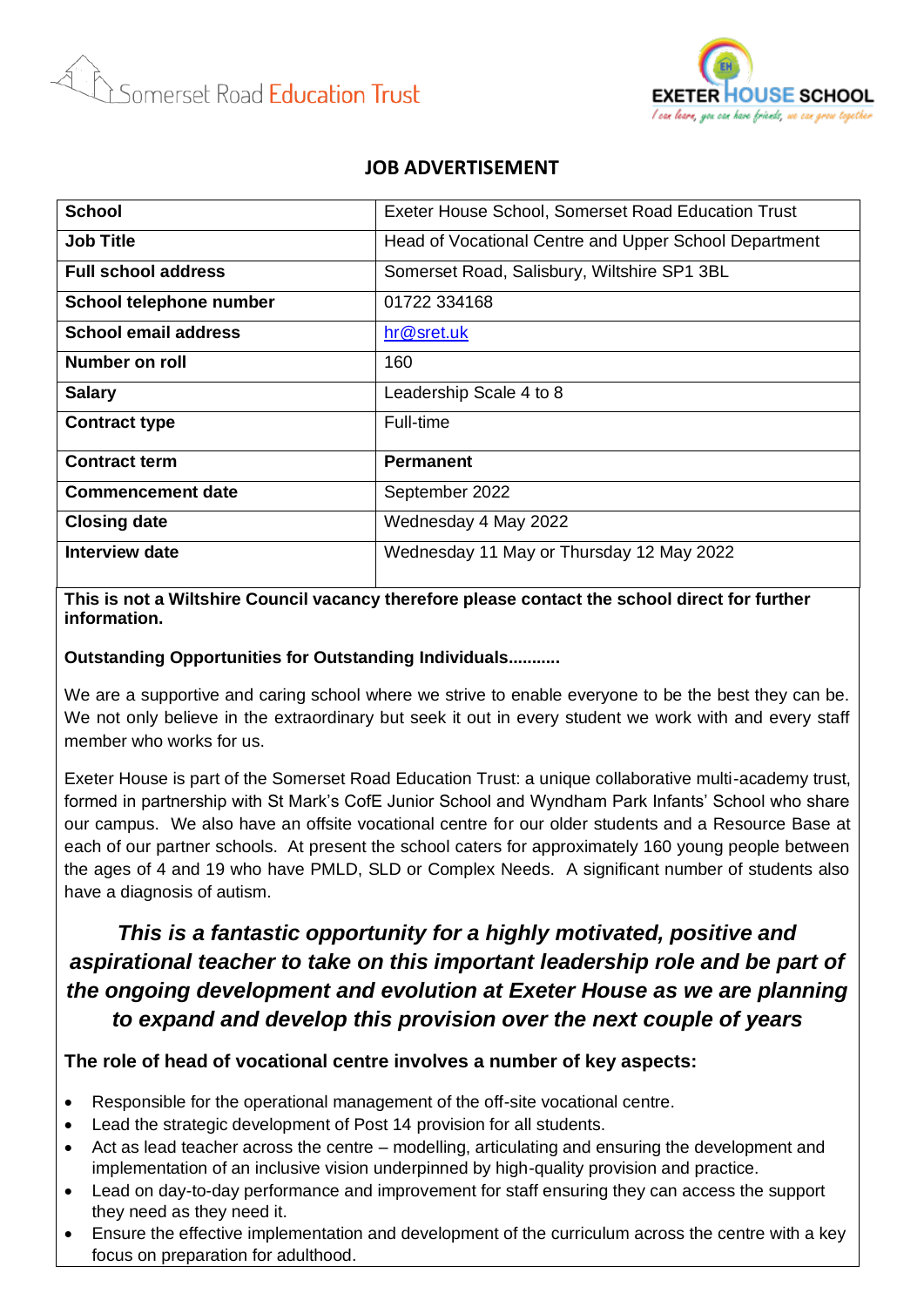Somerset Road Education Trust

EXETER HOUSE SCHOOL
I can learn, you can have friends, we can grow together

# JOB ADVERTISEMENT

| **School** | Exeter House School, Somerset Road Education Trust |
|---|---|
| **Job Title** | Head of Vocational Centre and Upper School Department |
| **Full school address** | Somerset Road, Salisbury, Wiltshire SP1 3BL |
| **School telephone number** | 01722 334168 |
| **School email address** | hr@sret.uk |
| **Number on roll** | 160 |
| **Salary** | Leadership Scale 4 to 8 |
| **Contract type** | Full-time |
| **Contract term** | **Permanent** |
| **Commencement date** | September 2022 |
| **Closing date** | Wednesday 4 May 2022 |
| **Interview date** | Wednesday 11 May or Thursday 12 May 2022 |

**This is not a Wiltshire Council vacancy therefore please contact the school direct for further information.**

**Outstanding Opportunities for Outstanding Individuals..........**

We are a supportive and caring school where we strive to enable everyone to be the best they can be. We not only believe in the extraordinary but seek it out in every student we work with and every staff member who works for us.

Exeter House is part of the Somerset Road Education Trust: a unique collaborative multi-academy trust, formed in partnership with St Mark's CofE Junior School and Wyndham Park Infants' School who share our campus. We also have an offsite vocational centre for our older students and a Resource Base at each of our partner schools. At present the school caters for approximately 160 young people between the ages of 4 and 19 who have PMLD, SLD or Complex Needs. A significant number of students also have a diagnosis of autism.

***This is a fantastic opportunity for a highly motivated, positive and aspirational teacher to take on this important leadership role and be part of the ongoing development and evolution at Exeter House as we are planning to expand and develop this provision over the next couple of years***

**The role of head of vocational centre involves a number of key aspects:**

- Responsible for the operational management of the off-site vocational centre.
- Lead the strategic development of Post 14 provision for all students.
- Act as lead teacher across the centre – modelling, articulating and ensuring the development and implementation of an inclusive vision underpinned by high-quality provision and practice.
- Lead on day-to-day performance and improvement for staff ensuring they can access the support they need as they need it.
- Ensure the effective implementation and development of the curriculum across the centre with a key focus on preparation for adulthood.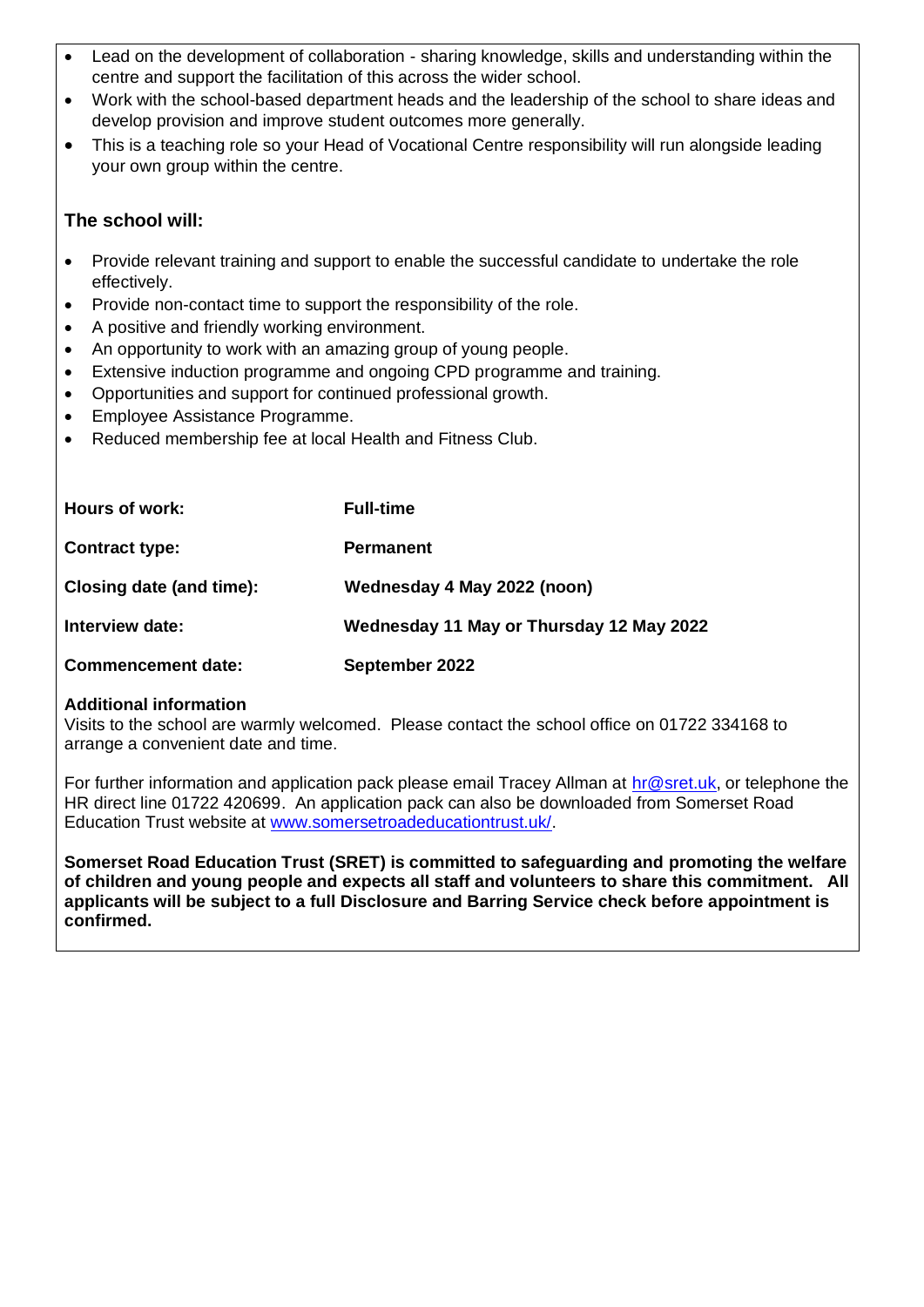- Lead on the development of collaboration - sharing knowledge, skills and understanding within the centre and support the facilitation of this across the wider school.
- Work with the school-based department heads and the leadership of the school to share ideas and develop provision and improve student outcomes more generally.
- This is a teaching role so your Head of Vocational Centre responsibility will run alongside leading your own group within the centre.

### The school will:

- Provide relevant training and support to enable the successful candidate to undertake the role effectively.
- Provide non-contact time to support the responsibility of the role.
- A positive and friendly working environment.
- An opportunity to work with an amazing group of young people.
- Extensive induction programme and ongoing CPD programme and training.
- Opportunities and support for continued professional growth.
- Employee Assistance Programme.
- Reduced membership fee at local Health and Fitness Club.

| | |
|---|---|
| **Hours of work:** | **Full-time** |
| **Contract type:** | **Permanent** |
| **Closing date (and time):** | **Wednesday 4 May 2022 (noon)** |
| **Interview date:** | **Wednesday 11 May or Thursday 12 May 2022** |
| **Commencement date:** | **September 2022** |

**Additional information**

Visits to the school are warmly welcomed. Please contact the school office on 01722 334168 to arrange a convenient date and time.

For further information and application pack please email Tracey Allman at hr@sret.uk, or telephone the HR direct line 01722 420699. An application pack can also be downloaded from Somerset Road Education Trust website at www.somersetroadeducationtrust.uk/.

**Somerset Road Education Trust (SRET) is committed to safeguarding and promoting the welfare of children and young people and expects all staff and volunteers to share this commitment. All applicants will be subject to a full Disclosure and Barring Service check before appointment is confirmed.**